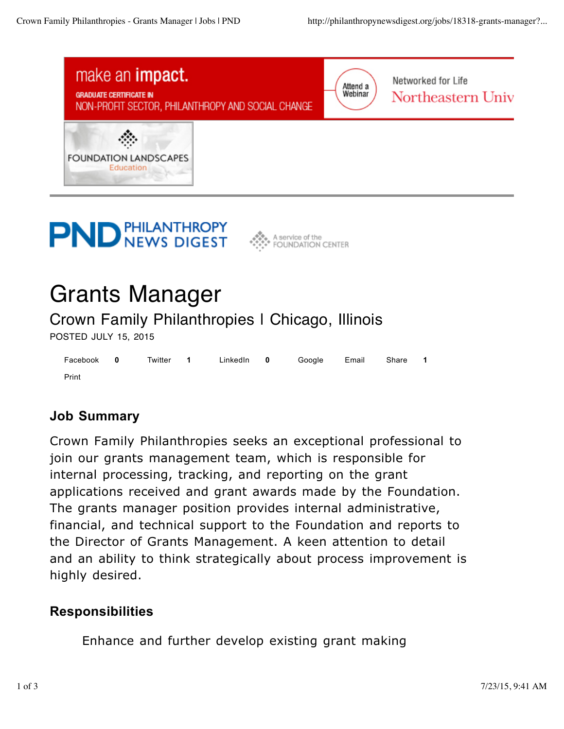make an **impact.**

GRADUATE CERTIFICATE IN
NON-PROFIT SECTOR, PHILANTHROPY AND SOCIAL CHANGE

Attend a Webinar

Networked for Life
Northeastern Univ

FOUNDATION LANDSCAPES
Education

PND PHILANTHROPY NEWS DIGEST

A service of the FOUNDATION CENTER

# Grants Manager

## Crown Family Philanthropies | Chicago, Illinois

POSTED JULY 15, 2015

Facebook **0** Twitter **1** LinkedIn **0** Google Email Share **1**

Print

### Job Summary

Crown Family Philanthropies seeks an exceptional professional to join our grants management team, which is responsible for internal processing, tracking, and reporting on the grant applications received and grant awards made by the Foundation. The grants manager position provides internal administrative, financial, and technical support to the Foundation and reports to the Director of Grants Management. A keen attention to detail and an ability to think strategically about process improvement is highly desired.

### Responsibilities

Enhance and further develop existing grant making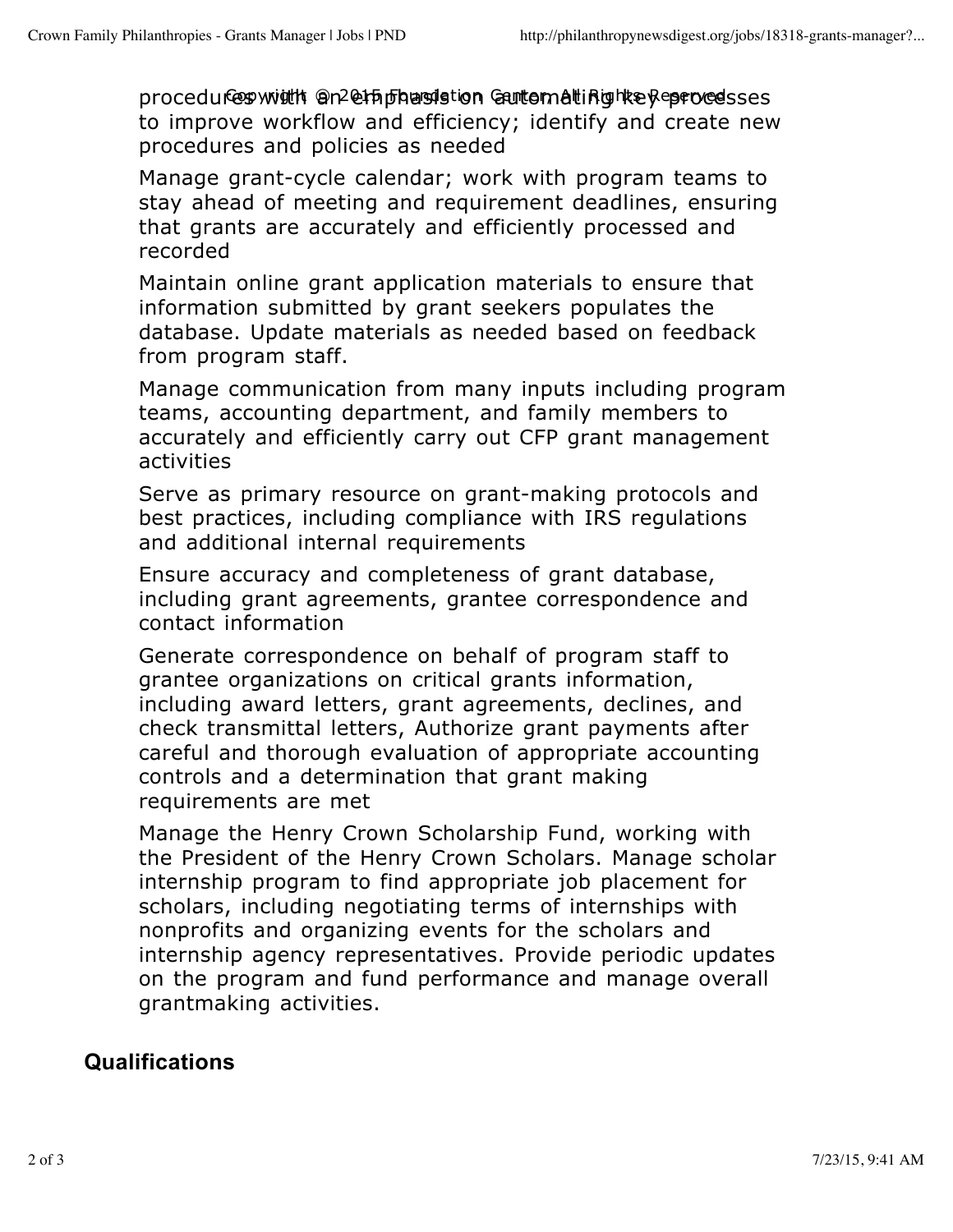procedures with an emphasis on automating key processes to improve workflow and efficiency; identify and create new procedures and policies as needed

Manage grant-cycle calendar; work with program teams to stay ahead of meeting and requirement deadlines, ensuring that grants are accurately and efficiently processed and recorded

Maintain online grant application materials to ensure that information submitted by grant seekers populates the database. Update materials as needed based on feedback from program staff.

Manage communication from many inputs including program teams, accounting department, and family members to accurately and efficiently carry out CFP grant management activities

Serve as primary resource on grant-making protocols and best practices, including compliance with IRS regulations and additional internal requirements

Ensure accuracy and completeness of grant database, including grant agreements, grantee correspondence and contact information

Generate correspondence on behalf of program staff to grantee organizations on critical grants information, including award letters, grant agreements, declines, and check transmittal letters, Authorize grant payments after careful and thorough evaluation of appropriate accounting controls and a determination that grant making requirements are met

Manage the Henry Crown Scholarship Fund, working with the President of the Henry Crown Scholars. Manage scholar internship program to find appropriate job placement for scholars, including negotiating terms of internships with nonprofits and organizing events for the scholars and internship agency representatives. Provide periodic updates on the program and fund performance and manage overall grantmaking activities.

## Qualifications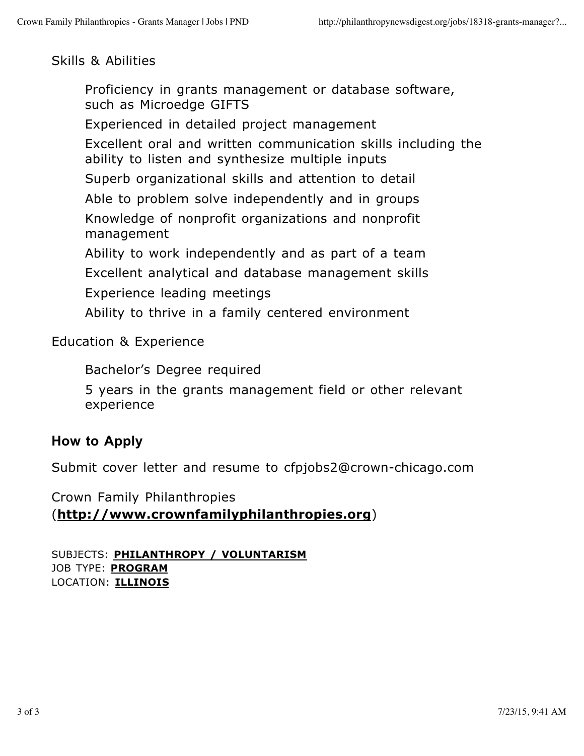Skills & Abilities

- Proficiency in grants management or database software, such as Microedge GIFTS
- Experienced in detailed project management
- Excellent oral and written communication skills including the ability to listen and synthesize multiple inputs
- Superb organizational skills and attention to detail
- Able to problem solve independently and in groups
- Knowledge of nonprofit organizations and nonprofit management
- Ability to work independently and as part of a team
- Excellent analytical and database management skills
- Experience leading meetings
- Ability to thrive in a family centered environment

Education & Experience

- Bachelor's Degree required
- 5 years in the grants management field or other relevant experience

## How to Apply

Submit cover letter and resume to cfpjobs2@crown-chicago.com

Crown Family Philanthropies
(**http://www.crownfamilyphilanthropies.org**)

SUBJECTS: **PHILANTHROPY / VOLUNTARISM**
JOB TYPE: **PROGRAM**
LOCATION: **ILLINOIS**